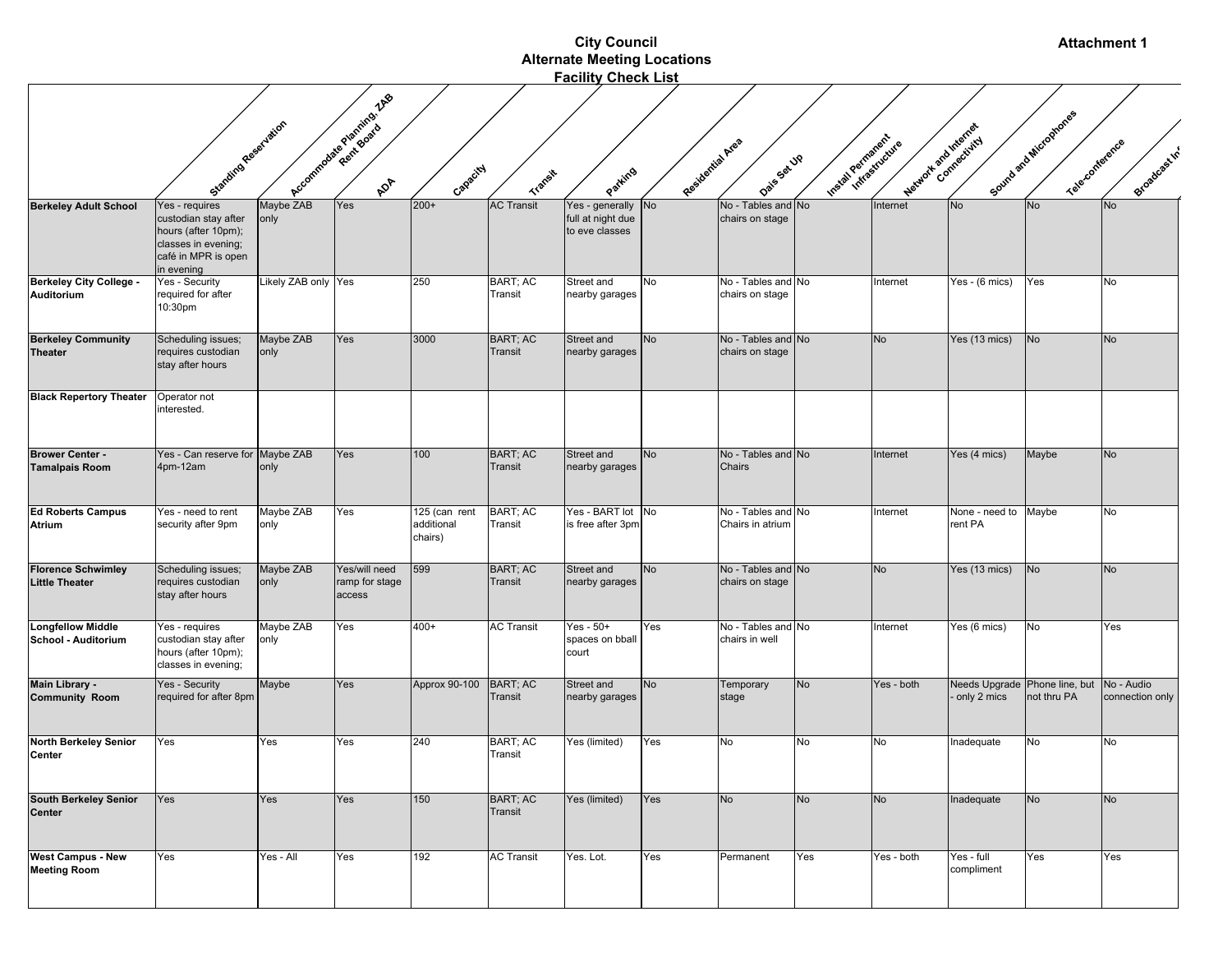**Attachment 1**

# City Council
## Alternate Meeting Locations
### Facility Check List

| | Standing Reservation | Accommodate Planning, ZAB Rent Board | ADA | Capacity | Transit | Parking | Residential Area | Dais Set Up | Install Permanent Infrastructure | Network and Internet Connectivity | Sound and Microphones | Tele-conference | Broadcast Inf |
|---|---|---|---|---|---|---|---|---|---|---|---|---|---|
| **Berkeley Adult School** | Yes - requires custodian stay after hours (after 10pm); classes in evening; café in MPR is open in evening | Maybe ZAB only | Yes | 200+ | AC Transit | Yes - generally full at night due to eve classes | No | No - Tables and chairs on stage | No | Internet | No | No | No |
| **Berkeley City College - Auditorium** | Yes - Security required for after 10:30pm | Likely ZAB only | Yes | 250 | BART; AC Transit | Street and nearby garages | No | No - Tables and chairs on stage | No | Internet | Yes - (6 mics) | Yes | No |
| **Berkeley Community Theater** | Scheduling issues; requires custodian stay after hours | Maybe ZAB only | Yes | 3000 | BART; AC Transit | Street and nearby garages | No | No - Tables and chairs on stage | No | No | Yes (13 mics) | No | No |
| **Black Repertory Theater** | Operator not interested. | | | | | | | | | | | | |
| **Brower Center - Tamalpais Room** | Yes - Can reserve for 4pm-12am | Maybe ZAB only | Yes | 100 | BART; AC Transit | Street and nearby garages | No | No - Tables and Chairs | No | Internet | Yes (4 mics) | Maybe | No |
| **Ed Roberts Campus Atrium** | Yes - need to rent security after 9pm | Maybe ZAB only | Yes | 125 (can rent additional chairs) | BART; AC Transit | Yes - BART lot is free after 3pm | No | No - Tables and Chairs in atrium | No | Internet | None - need to rent PA | Maybe | No |
| **Florence Schwimley Little Theater** | Scheduling issues; requires custodian stay after hours | Maybe ZAB only | Yes/will need ramp for stage access | 599 | BART; AC Transit | Street and nearby garages | No | No - Tables and chairs on stage | No | No | Yes (13 mics) | No | No |
| **Longfellow Middle School - Auditorium** | Yes - requires custodian stay after hours (after 10pm); classes in evening; | Maybe ZAB only | Yes | 400+ | AC Transit | Yes - 50+ spaces on bball court | Yes | No - Tables and chairs in well | No | Internet | Yes (6 mics) | No | Yes |
| **Main Library - Community Room** | Yes - Security required for after 8pm | Maybe | Yes | Approx 90-100 | BART; AC Transit | Street and nearby garages | No | Temporary stage | No | Yes - both | Needs Upgrade - only 2 mics | Phone line, but not thru PA | No - Audio connection only |
| **North Berkeley Senior Center** | Yes | Yes | Yes | 240 | BART; AC Transit | Yes (limited) | Yes | No | No | No | Inadequate | No | No |
| **South Berkeley Senior Center** | Yes | Yes | Yes | 150 | BART; AC Transit | Yes (limited) | Yes | No | No | No | Inadequate | No | No |
| **West Campus - New Meeting Room** | Yes | Yes - All | Yes | 192 | AC Transit | Yes. Lot. | Yes | Permanent | Yes | Yes - both | Yes - full compliment | Yes | Yes |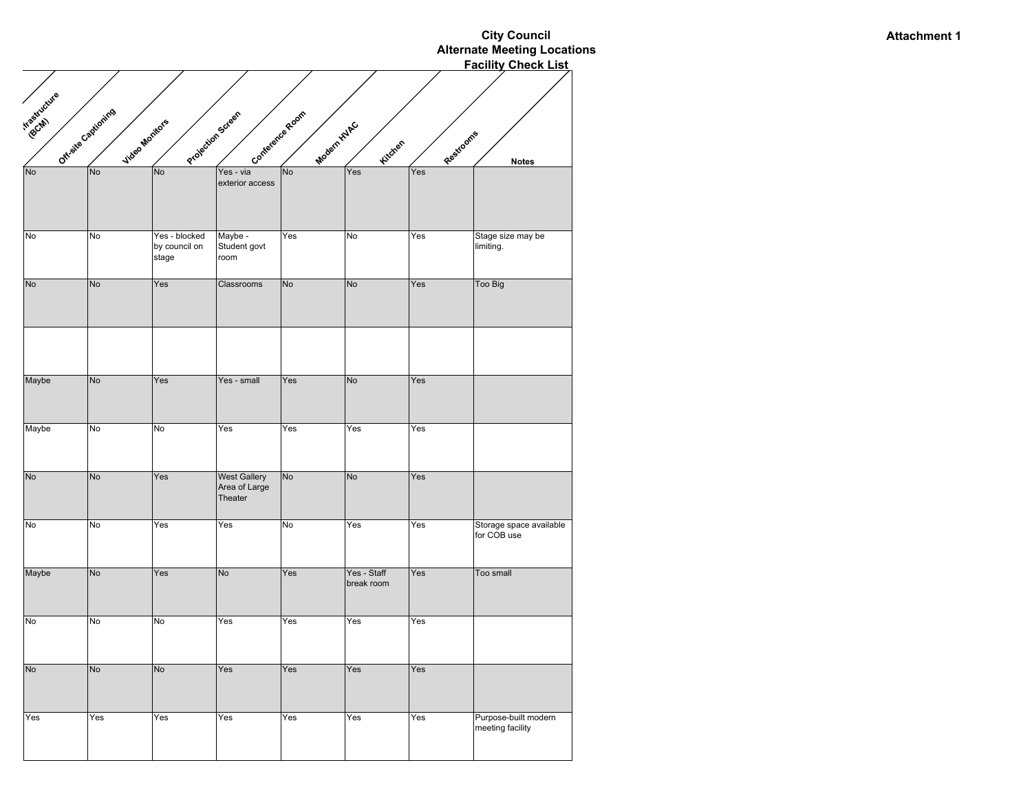# City Council
## Alternate Meeting Locations
## Facility Check List

**Attachment 1**

| Infrastructure (BCM) | Off-site Captioning | Video Monitors | Projection Screen | Conference Room | Modern HVAC | Kitchen | Restrooms | Notes |
|---|---|---|---|---|---|---|---|---|
| No | No | No | Yes - via exterior access | No | Yes | Yes | | |
| No | No | Yes - blocked by council on stage | Maybe - Student govt room | Yes | No | Yes | | Stage size may be limiting. |
| No | No | Yes | Classrooms | No | No | Yes | | Too Big |
| | | | | | | | | |
| Maybe | No | Yes | Yes - small | Yes | No | Yes | | |
| Maybe | No | No | Yes | Yes | Yes | Yes | | |
| No | No | Yes | West Gallery Area of Large Theater | No | No | Yes | | |
| No | No | Yes | Yes | No | Yes | Yes | | Storage space available for COB use |
| Maybe | No | Yes | No | Yes | Yes - Staff break room | Yes | | Too small |
| No | No | No | Yes | Yes | Yes | Yes | | |
| No | No | No | Yes | Yes | Yes | Yes | | |
| Yes | Yes | Yes | Yes | Yes | Yes | Yes | | Purpose-built modern meeting facility |